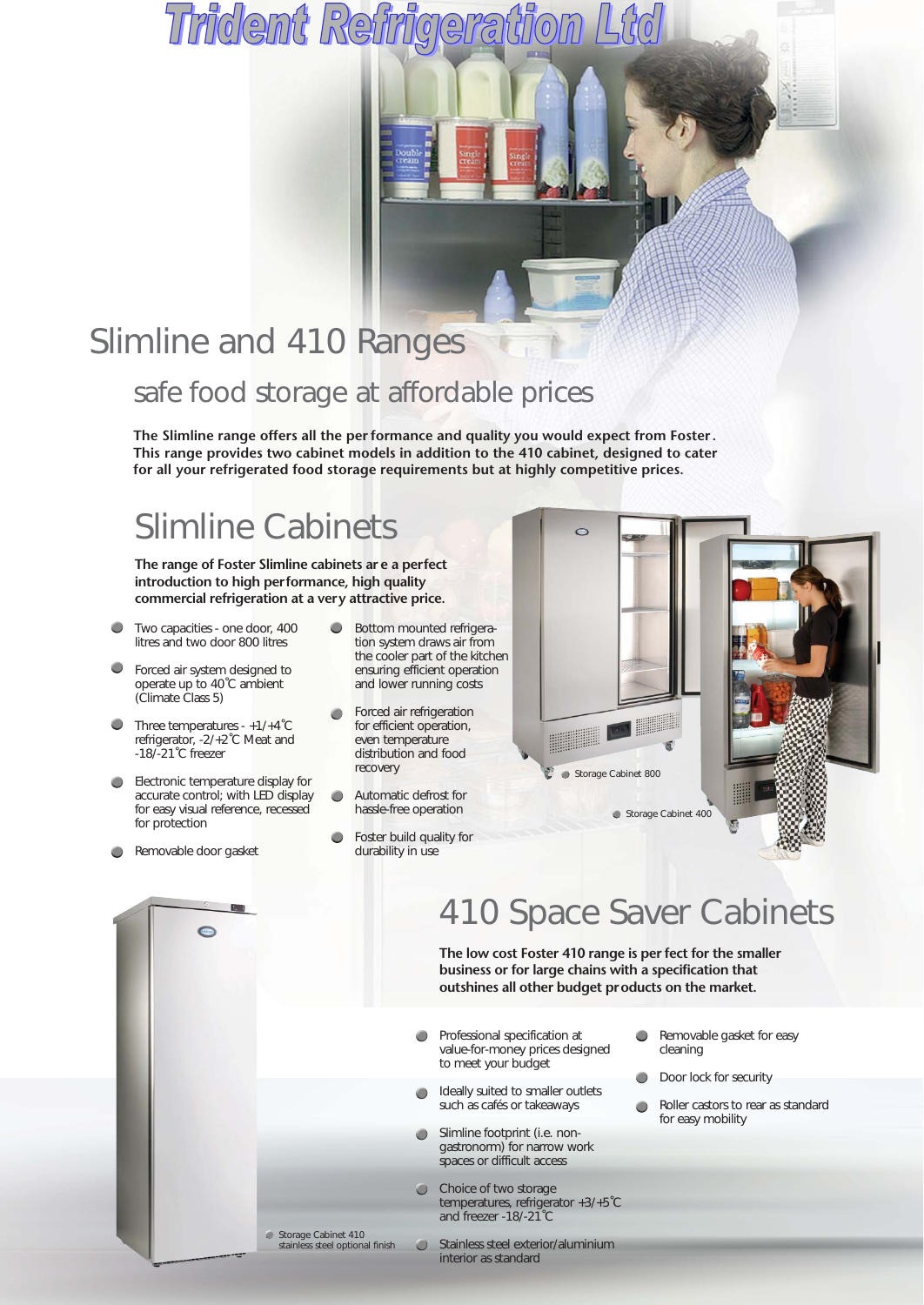# Trident Refrigeration Ltd

## Slimline and 410 Ranges

### safe food storage at affordable prices

**The Slimline range offers all the performance and quality you would expect from Foster. This range provides two cabinet models in addition to the 410 cabinet, designed to cater for all your refrigerated food storage requirements but at highly competitive prices.**

## Slimline Cabinets

**The range of Foster Slimline cabinets are a perfect introduction to high performance, high quality commercial refrigeration at a very attractive price.**

- Two capacities - one door, 400 litres and two door 800 litres
- Forced air system designed to operate up to 40˚C ambient (Climate Class 5)
- Three temperatures - +1/+4˚C refrigerator, -2/+2˚C Meat and -18/-21˚C freezer
- Electronic temperature display for accurate control; with LED display for easy visual reference, recessed for protection
- Removable door gasket
- Bottom mounted refrigeration system draws air from the cooler part of the kitchen ensuring efficient operation and lower running costs
- Forced air refrigeration for efficient operation, even temperature distribution and food recovery
- Automatic defrost for hassle-free operation
- Foster build quality for durability in use

Storage Cabinet 800

Storage Cabinet 400

## 410 Space Saver Cabinets

**The low cost Foster 410 range is perfect for the smaller business or for large chains with a specification that outshines all other budget products on the market.**

- Professional specification at value-for-money prices designed to meet your budget
- Ideally suited to smaller outlets such as cafés or takeaways
- Slimline footprint (i.e. non-gastronorm) for narrow work spaces or difficult access
- Choice of two storage temperatures, refrigerator +3/+5˚C and freezer -18/-21˚C
- Stainless steel exterior/aluminium interior as standard
- Removable gasket for easy cleaning
- Door lock for security
- Roller castors to rear as standard for easy mobility

Storage Cabinet 410 stainless steel optional finish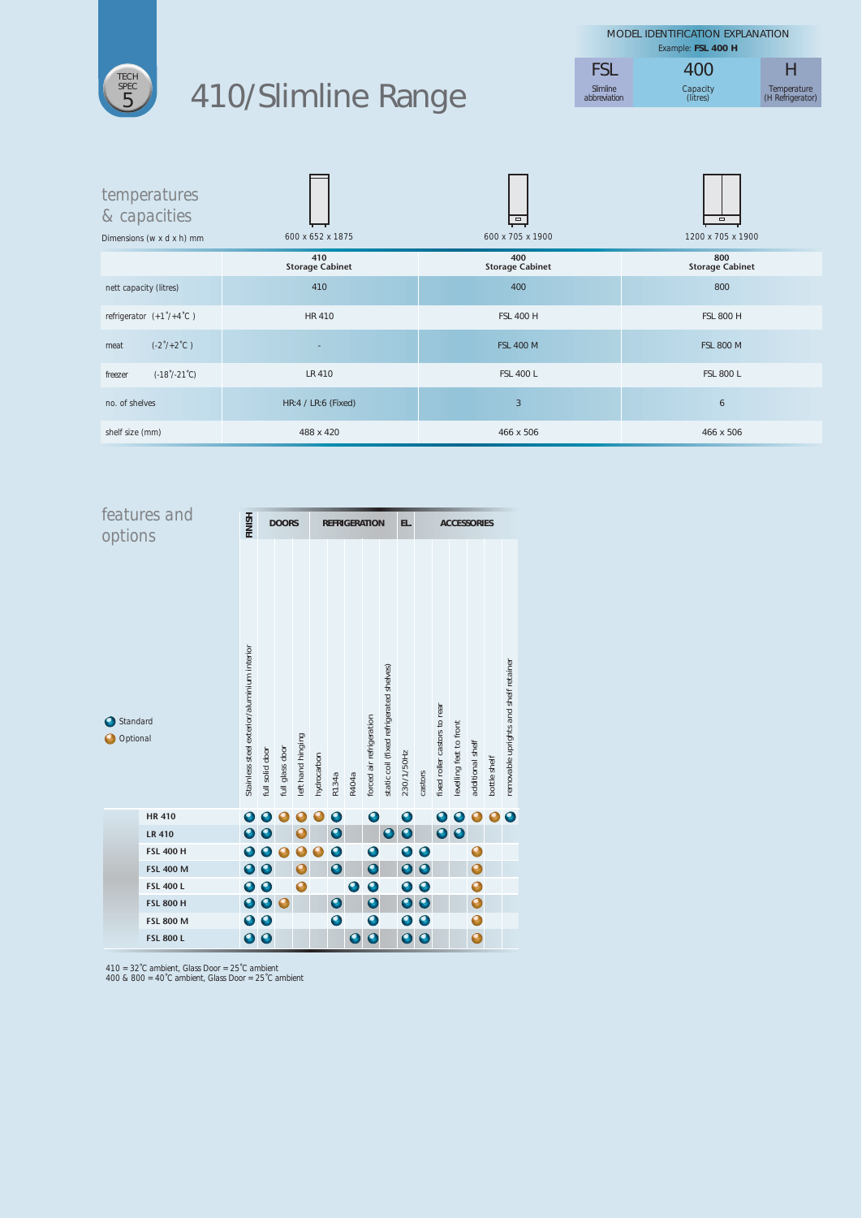# 410/Slimline Range

TECH SPEC 5

**MODEL IDENTIFICATION EXPLANATION**

Example: **FSL 400 H**

| FSL | 400 | H |
|---|---|---|
| Slimline abbreviation | Capacity (litres) | Temperature (H Refrigerator) |

## temperatures & capacities

| Dimensions (w x d x h) mm | 600 x 652 x 1875 | 600 x 705 x 1900 | 1200 x 705 x 1900 |
|---|---|---|---|
| | **410 Storage Cabinet** | **400 Storage Cabinet** | **800 Storage Cabinet** |
| nett capacity (litres) | 410 | 400 | 800 |
| refrigerator (+1˚/+4˚C ) | HR 410 | FSL 400 H | FSL 800 H |
| meat (-2˚/+2˚C ) | - | FSL 400 M | FSL 800 M |
| freezer (-18˚/-21˚C) | LR 410 | FSL 400 L | FSL 800 L |
| no. of shelves | HR:4 / LR:6 (Fixed) | 3 | 6 |
| shelf size (mm) | 488 x 420 | 466 x 506 | 466 x 506 |

## features and options

● Standard
○ Optional

| | FINISH | DOORS | | | REFRIGERATION | | | | | EL. | ACCESSORIES | | | | | |
|---|---|---|---|---|---|---|---|---|---|---|---|---|---|---|---|---|
| | Stainless steel exterior/aluminium interior | full solid door | full glass door | left hand hinging | hydrocarbon | R134a | R404a | forced air refrigeration | static coil (fixed refrigerated shelves) | 230/1/50Hz | castors | fixed roller castors to rear | levelling feet to front | additional shelf | bottle shelf | removable uprights and shelf retainer |
| **HR 410** | Standard | Standard | Optional | Optional | Optional | Standard | | Standard | | Standard | | Standard | Standard | Optional | Optional | Standard |
| **LR 410** | Standard | Standard | | Optional | | Standard | | | Standard | Standard | | Standard | Standard | | | |
| **FSL 400 H** | Standard | Standard | Optional | Optional | Optional | Standard | | Standard | | Standard | Standard | | | Optional | | |
| **FSL 400 M** | Standard | Standard | | Optional | | Standard | | Standard | | Standard | Standard | | | Optional | | |
| **FSL 400 L** | Standard | Standard | | Optional | | | Standard | Standard | | Standard | Standard | | | Optional | | |
| **FSL 800 H** | Standard | Standard | Optional | | | Standard | | Standard | | Standard | Standard | | | Optional | | |
| **FSL 800 M** | Standard | Standard | | | | Standard | | Standard | | Standard | Standard | | | Optional | | |
| **FSL 800 L** | Standard | Standard | | | | | Standard | Standard | | Standard | Standard | | | Optional | | |

410 = 32˚C ambient, Glass Door = 25˚C ambient
400 & 800 = 40˚C ambient, Glass Door = 25˚C ambient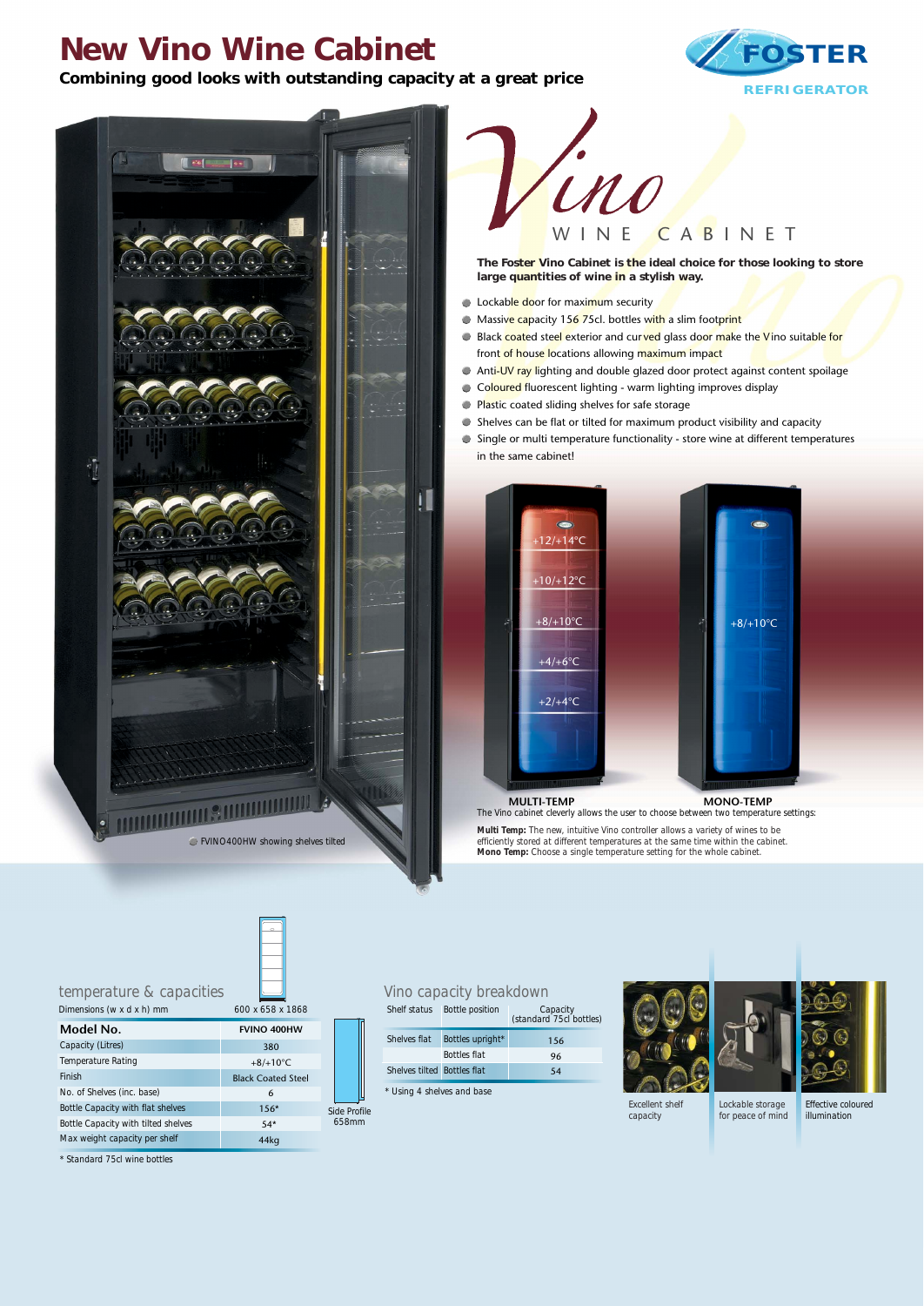# New Vino Wine Cabinet

**Combining good looks with outstanding capacity at a great price**

FOSTER REFRIGERATOR

Vino WINE CABINET

**The Foster Vino Cabinet is the ideal choice for those looking to store large quantities of wine in a stylish way.**

- Lockable door for maximum security
- Massive capacity 156 75cl. bottles with a slim footprint
- Black coated steel exterior and curved glass door make the Vino suitable for front of house locations allowing maximum impact
- Anti-UV ray lighting and double glazed door protect against content spoilage
- Coloured fluorescent lighting - warm lighting improves display
- Plastic coated sliding shelves for safe storage
- Shelves can be flat or tilted for maximum product visibility and capacity
- Single or multi temperature functionality - store wine at different temperatures in the same cabinet!

+12/+14°C
+10/+12°C
+8/+10°C
+4/+6°C
+2/+4°C

+8/+10°C

**MULTI-TEMP** **MONO-TEMP**

The Vino cabinet cleverly allows the user to choose between two temperature settings:

**Multi Temp:** The new, intuitive Vino controller allows a variety of wines to be efficiently stored at different temperatures at the same time within the cabinet.
**Mono Temp:** Choose a single temperature setting for the whole cabinet.

FVINO400HW showing shelves tilted

## temperature & capacities

| Dimensions (w x d x h) mm | 600 x 658 x 1868 |
|---|---|
| **Model No.** | **FVINO 400HW** |
| Capacity (Litres) | 380 |
| Temperature Rating | +8/+10°C |
| Finish | Black Coated Steel |
| No. of Shelves (inc. base) | 6 |
| Bottle Capacity with flat shelves | 156* |
| Bottle Capacity with tilted shelves | 54* |
| Max weight capacity per shelf | 44kg |

\* Standard 75cl wine bottles

Side Profile 658mm

## Vino capacity breakdown

| Shelf status | Bottle position | Capacity (standard 75cl bottles) |
|---|---|---|
| Shelves flat | Bottles upright* | 156 |
| | Bottles flat | 96 |
| Shelves tilted | Bottles flat | 54 |

\* Using 4 shelves and base

Excellent shelf capacity

Lockable storage for peace of mind

Effective coloured illumination